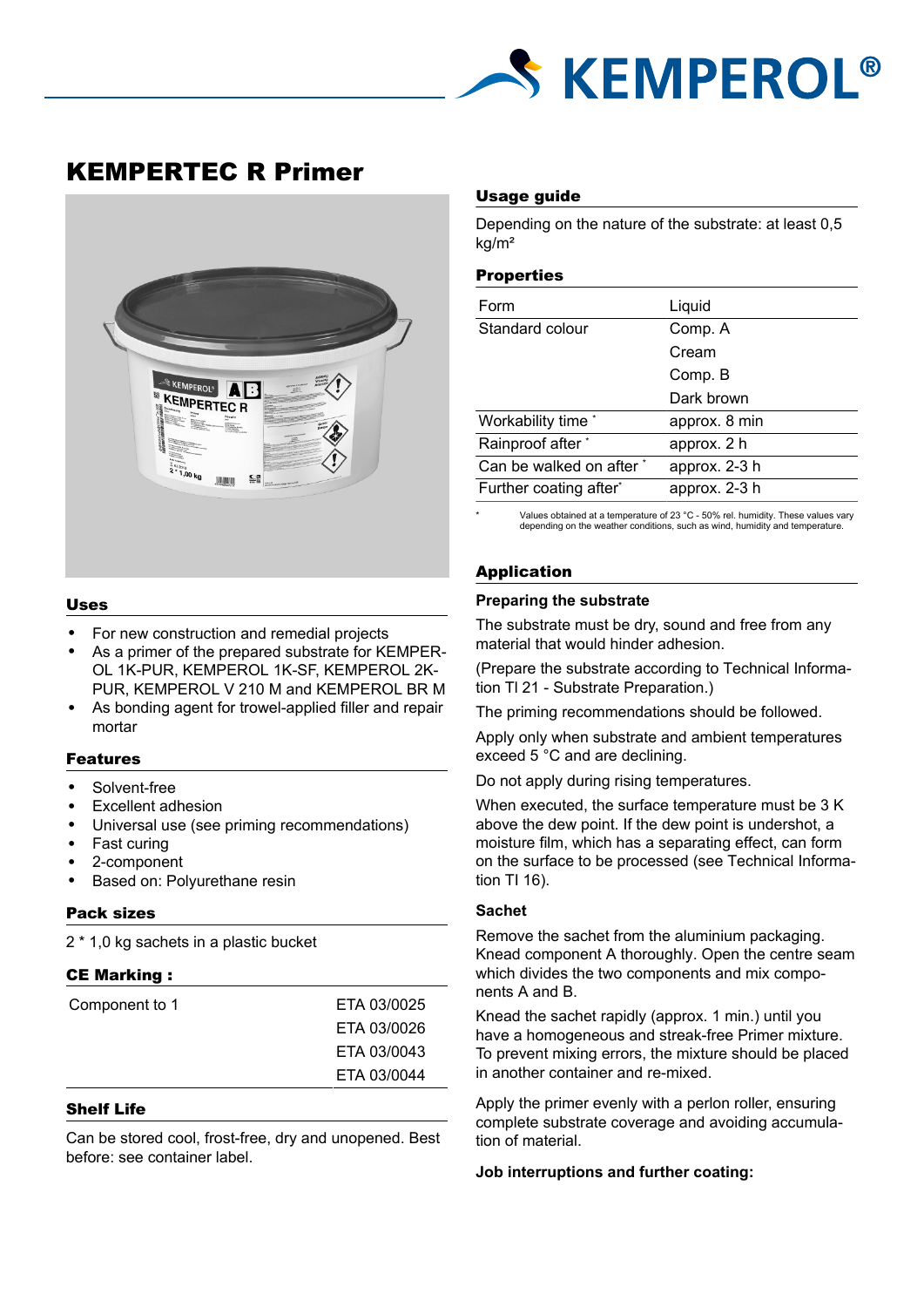# KEMPERTEC R Primer

## Uses

- For new construction and remedial projects
- As a primer of the prepared substrate for KEMPEROL 1K-PUR, KEMPEROL 1K-SF, KEMPEROL 2K-PUR, KEMPEROL V 210 M and KEMPEROL BR M
- As bonding agent for trowel-applied filler and repair mortar

## Features

- Solvent-free
- Excellent adhesion
- Universal use (see priming recommendations)
- Fast curing
- 2-component
- Based on: Polyurethane resin

## Pack sizes

2 * 1,0 kg sachets in a plastic bucket

## CE Marking :

| Component to 1 | ETA 03/0025 |
|---|---|
| | ETA 03/0026 |
| | ETA 03/0043 |
| | ETA 03/0044 |

## Shelf Life

Can be stored cool, frost-free, dry and unopened. Best before: see container label.

## Usage guide

Depending on the nature of the substrate: at least 0,5 kg/m²

## Properties

| Form | Liquid |
|---|---|
| Standard colour | Comp. A |
| | Cream |
| | Comp. B |
| | Dark brown |
| Workability time * | approx. 8 min |
| Rainproof after * | approx. 2 h |
| Can be walked on after * | approx. 2-3 h |
| Further coating after* | approx. 2-3 h |

\* Values obtained at a temperature of 23 °C - 50% rel. humidity. These values vary depending on the weather conditions, such as wind, humidity and temperature.

## Application

### Preparing the substrate

The substrate must be dry, sound and free from any material that would hinder adhesion.

(Prepare the substrate according to Technical Information TI 21 - Substrate Preparation.)

The priming recommendations should be followed.

Apply only when substrate and ambient temperatures exceed 5 °C and are declining.

Do not apply during rising temperatures.

When executed, the surface temperature must be 3 K above the dew point. If the dew point is undershot, a moisture film, which has a separating effect, can form on the surface to be processed (see Technical Information TI 16).

### Sachet

Remove the sachet from the aluminium packaging. Knead component A thoroughly. Open the centre seam which divides the two components and mix components A and B.

Knead the sachet rapidly (approx. 1 min.) until you have a homogeneous and streak-free Primer mixture. To prevent mixing errors, the mixture should be placed in another container and re-mixed.

Apply the primer evenly with a perlon roller, ensuring complete substrate coverage and avoiding accumulation of material.

**Job interruptions and further coating:**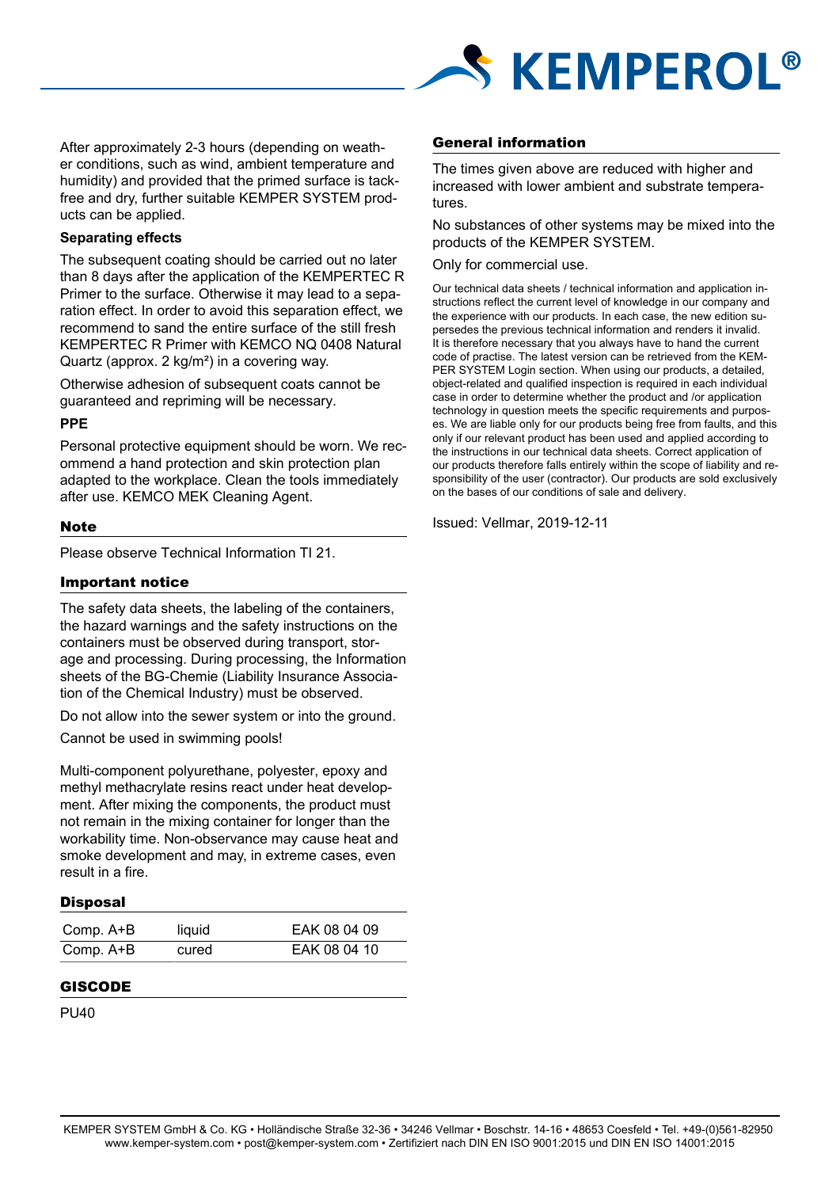After approximately 2-3 hours (depending on weather conditions, such as wind, ambient temperature and humidity) and provided that the primed surface is tack-free and dry, further suitable KEMPER SYSTEM products can be applied.

**Separating effects**

The subsequent coating should be carried out no later than 8 days after the application of the KEMPERTEC R Primer to the surface. Otherwise it may lead to a separation effect. In order to avoid this separation effect, we recommend to sand the entire surface of the still fresh KEMPERTEC R Primer with KEMCO NQ 0408 Natural Quartz (approx. 2 kg/m²) in a covering way.

Otherwise adhesion of subsequent coats cannot be guaranteed and repriming will be necessary.

**PPE**

Personal protective equipment should be worn. We recommend a hand protection and skin protection plan adapted to the workplace. Clean the tools immediately after use. KEMCO MEK Cleaning Agent.

## Note

Please observe Technical Information TI 21.

## Important notice

The safety data sheets, the labeling of the containers, the hazard warnings and the safety instructions on the containers must be observed during transport, storage and processing. During processing, the Information sheets of the BG-Chemie (Liability Insurance Association of the Chemical Industry) must be observed.

Do not allow into the sewer system or into the ground.

Cannot be used in swimming pools!

Multi-component polyurethane, polyester, epoxy and methyl methacrylate resins react under heat development. After mixing the components, the product must not remain in the mixing container for longer than the workability time. Non-observance may cause heat and smoke development and may, in extreme cases, even result in a fire.

## Disposal

| | | |
|---|---|---|
| Comp. A+B | liquid | EAK 08 04 09 |
| Comp. A+B | cured | EAK 08 04 10 |

## GISCODE

PU40

## General information

The times given above are reduced with higher and increased with lower ambient and substrate temperatures.

No substances of other systems may be mixed into the products of the KEMPER SYSTEM.

Only for commercial use.

Our technical data sheets / technical information and application instructions reflect the current level of knowledge in our company and the experience with our products. In each case, the new edition supersedes the previous technical information and renders it invalid. It is therefore necessary that you always have to hand the current code of practise. The latest version can be retrieved from the KEMPER SYSTEM Login section. When using our products, a detailed, object-related and qualified inspection is required in each individual case in order to determine whether the product and /or application technology in question meets the specific requirements and purposes. We are liable only for our products being free from faults, and this only if our relevant product has been used and applied according to the instructions in our technical data sheets. Correct application of our products therefore falls entirely within the scope of liability and responsibility of the user (contractor). Our products are sold exclusively on the bases of our conditions of sale and delivery.

Issued: Vellmar, 2019-12-11

KEMPER SYSTEM GmbH & Co. KG • Holländische Straße 32-36 • 34246 Vellmar • Boschstr. 14-16 • 48653 Coesfeld • Tel. +49-(0)561-82950
www.kemper-system.com • post@kemper-system.com • Zertifiziert nach DIN EN ISO 9001:2015 und DIN EN ISO 14001:2015